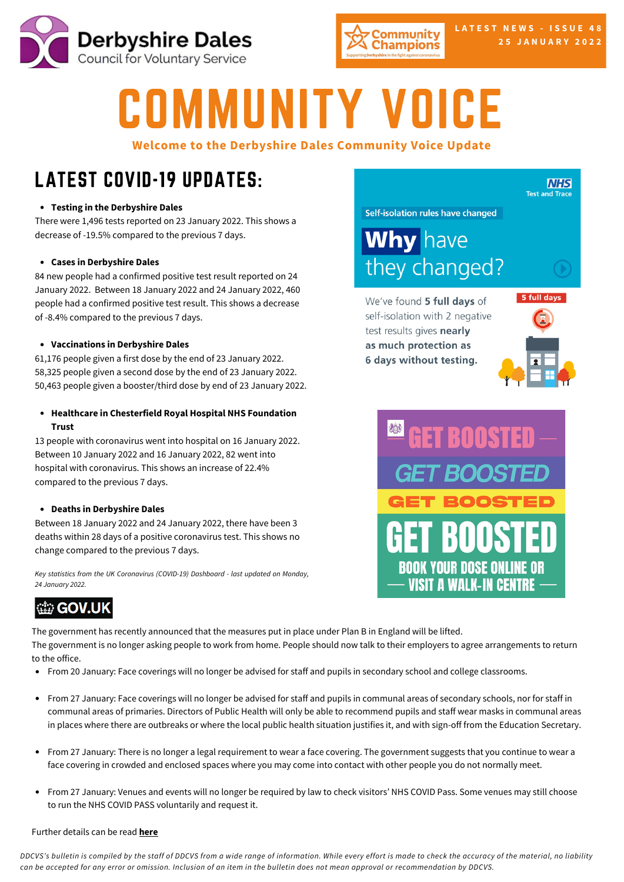Derbyshire Dales Council for Voluntary Service

Community Champions

LATEST NEWS - ISSUE 48
25 JANUARY 2022

# COMMUNITY VOICE

**Welcome to the Derbyshire Dales Community Voice Update**

## LATEST COVID-19 UPDATES:

- **Testing in the Derbyshire Dales**

There were 1,496 tests reported on 23 January 2022. This shows a decrease of -19.5% compared to the previous 7 days.

- **Cases in Derbyshire Dales**

84 new people had a confirmed positive test result reported on 24 January 2022. Between 18 January 2022 and 24 January 2022, 460 people had a confirmed positive test result. This shows a decrease of -8.4% compared to the previous 7 days.

- **Vaccinations in Derbyshire Dales**

61,176 people given a first dose by the end of 23 January 2022.
58,325 people given a second dose by the end of 23 January 2022.
50,463 people given a booster/third dose by end of 23 January 2022.

- **Healthcare in Chesterfield Royal Hospital NHS Foundation Trust**

13 people with coronavirus went into hospital on 16 January 2022. Between 10 January 2022 and 16 January 2022, 82 went into hospital with coronavirus. This shows an increase of 22.4% compared to the previous 7 days.

- **Deaths in Derbyshire Dales**

Between 18 January 2022 and 24 January 2022, there have been 3 deaths within 28 days of a positive coronavirus test. This shows no change compared to the previous 7 days.

*Key statistics from the UK Coronavirus (COVID-19) Dashboard - last updated on Monday, 24 January 2022.*

NHS Test and Trace

Self-isolation rules have changed

**Why** have they changed?

We've found **5 full days** of self-isolation with 2 negative test results gives **nearly as much protection as 6 days without testing.**

5 full days

GET BOOSTED
GET BOOSTED
GET BOOSTED
GET BOOSTED
BOOK YOUR DOSE ONLINE OR VISIT A WALK-IN CENTRE

GOV.UK

The government has recently announced that the measures put in place under Plan B in England will be lifted.
The government is no longer asking people to work from home. People should now talk to their employers to agree arrangements to return to the office.

- From 20 January: Face coverings will no longer be advised for staff and pupils in secondary school and college classrooms.
- From 27 January: Face coverings will no longer be advised for staff and pupils in communal areas of secondary schools, nor for staff in communal areas of primaries. Directors of Public Health will only be able to recommend pupils and staff wear masks in communal areas in places where there are outbreaks or where the local public health situation justifies it, and with sign-off from the Education Secretary.
- From 27 January: There is no longer a legal requirement to wear a face covering. The government suggests that you continue to wear a face covering in crowded and enclosed spaces where you may come into contact with other people you do not normally meet.
- From 27 January: Venues and events will no longer be required by law to check visitors' NHS COVID Pass. Some venues may still choose to run the NHS COVID PASS voluntarily and request it.

Further details can be read **here**

*DDCVS's bulletin is compiled by the staff of DDCVS from a wide range of information. While every effort is made to check the accuracy of the material, no liability can be accepted for any error or omission. Inclusion of an item in the bulletin does not mean approval or recommendation by DDCVS.*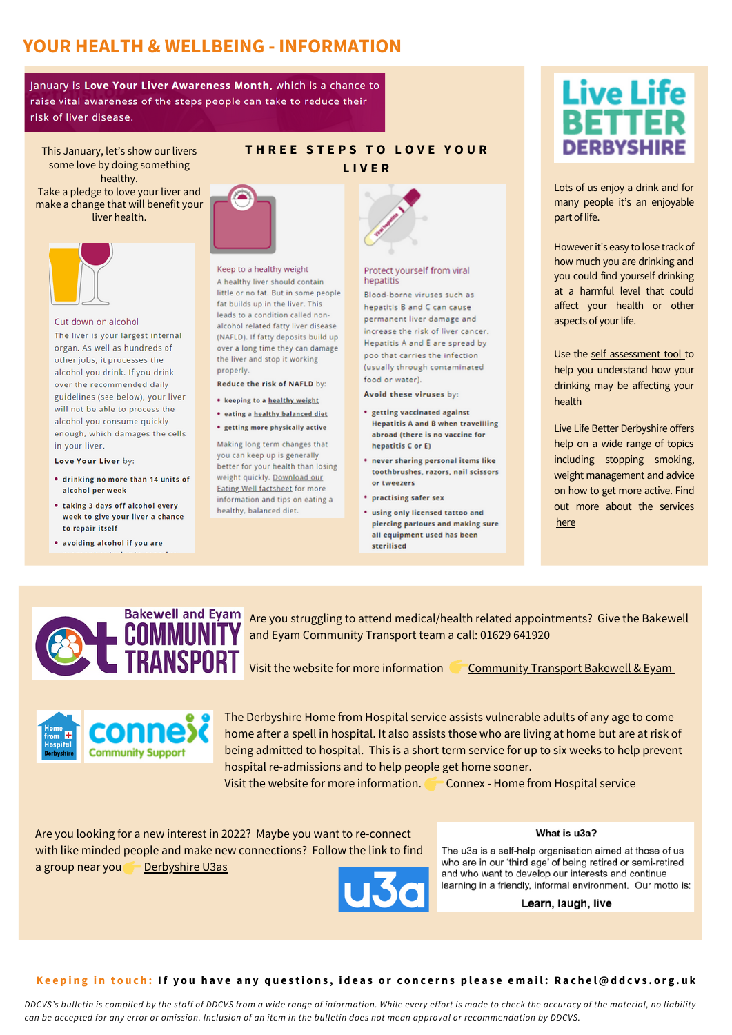# YOUR HEALTH & WELLBEING - INFORMATION

January is **Love Your Liver Awareness Month**, which is a chance to raise vital awareness of the steps people can take to reduce their risk of liver disease.

This January, let's show our livers some love by doing something healthy.
Take a pledge to love your liver and make a change that will benefit your liver health.

## THREE STEPS TO LOVE YOUR LIVER

### Cut down on alcohol

The liver is your largest internal organ. As well as hundreds of other jobs, it processes the alcohol you drink. If you drink over the recommended daily guidelines (see below), your liver will not be able to process the alcohol you consume quickly enough, which damages the cells in your liver.

**Love Your Liver** by:

- **drinking no more than 14 units of alcohol per week**
- **taking 3 days off alcohol every week to give your liver a chance to repair itself**
- **avoiding alcohol if you are**

### Keep to a healthy weight

A healthy liver should contain little or no fat. But in some people fat builds up in the liver. This can lead to a condition called non-alcohol related fatty liver disease (NAFLD). If fatty deposits build up over a long time they can damage the liver and stop it working properly.

**Reduce the risk of NAFLD** by:

- **keeping to a healthy weight**
- **eating a healthy balanced diet**
- **getting more physically active**

Making long term changes that you can keep up is generally better for your health than losing weight quickly. Download our Eating Well factsheet for more information and tips on eating a healthy, balanced diet.

### Protect yourself from viral hepatitis

Blood-borne viruses such as hepatitis B and C can cause permanent liver damage and increase the risk of liver cancer. Hepatitis A and E are spread by poo that carries the infection (usually through contaminated food or water).

**Avoid these viruses** by:

- **getting vaccinated against Hepatitis A and B when travellling abroad (there is no vaccine for hepatitis C or E)**
- **never sharing personal items like toothbrushes, razors, nail scissors or tweezers**
- **practising safer sex**
- **using only licensed tattoo and piercing parlours and making sure all equipment used has been sterilised**

## Live Life BETTER DERBYSHIRE

Lots of us enjoy a drink and for many people it's an enjoyable part of life.

However it's easy to lose track of how much you are drinking and you could find yourself drinking at a harmful level that could affect your health or other aspects of your life.

Use the self assessment tool to help you understand how your drinking may be affecting your health

Live Life Better Derbyshire offers help on a wide range of topics including stopping smoking, weight management and advice on how to get more active. Find out more about the services here

## Bakewell and Eyam COMMUNITY TRANSPORT

Are you struggling to attend medical/health related appointments? Give the Bakewell and Eyam Community Transport team a call: 01629 641920

Visit the website for more information 👉 Community Transport Bakewell & Eyam

## Home from Hospital Derbyshire – connex Community Support

The Derbyshire Home from Hospital service assists vulnerable adults of any age to come home after a spell in hospital. It also assists those who are living at home but are at risk of being admitted to hospital. This is a short term service for up to six weeks to help prevent hospital re-admissions and to help people get home sooner.
Visit the website for more information. 👉 Connex - Home from Hospital service

## u3a

Are you looking for a new interest in 2022? Maybe you want to re-connect with like minded people and make new connections? Follow the link to find a group near you 👉 Derbyshire U3as

**What is u3a?**

The u3a is a self-help organisation aimed at those of us who are in our 'third age' of being retired or semi-retired and who want to develop our interests and continue learning in a friendly, informal environment. Our motto is:

**Learn, laugh, live**

**Keeping in touch: If you have any questions, ideas or concerns please email: Rachel@ddcvs.org.uk**

*DDCVS's bulletin is compiled by the staff of DDCVS from a wide range of information. While every effort is made to check the accuracy of the material, no liability can be accepted for any error or omission. Inclusion of an item in the bulletin does not mean approval or recommendation by DDCVS.*